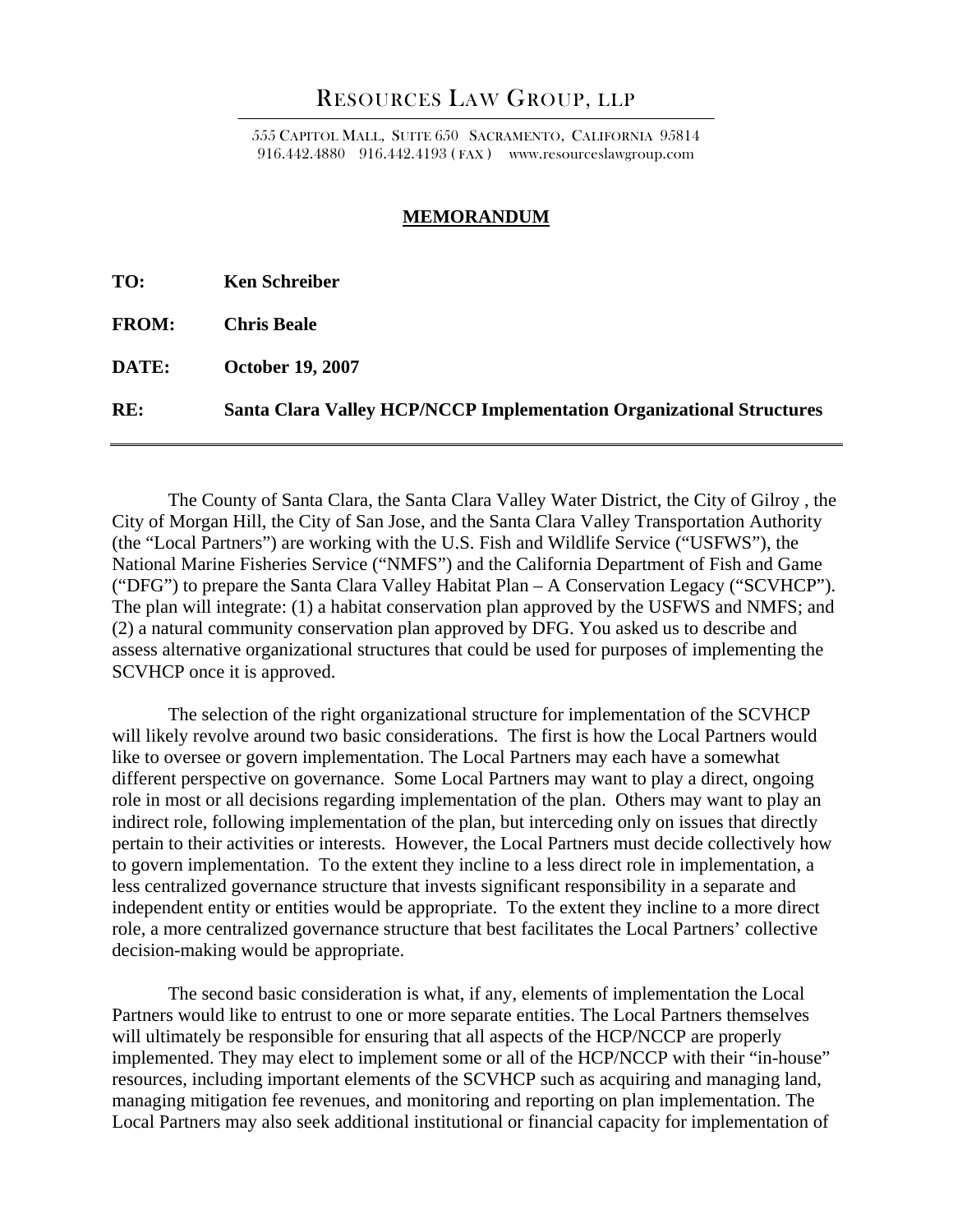# RESOURCES LAW GROUP, LLP

555 CAPITOL MALL, SUITE 650 SACRAMENTO, CALIFORNIA 95814
916.442.4880 916.442.4193 ( FAX ) www.resourceslawgroup.com

## MEMORANDUM

**TO:** **Ken Schreiber**

**FROM:** **Chris Beale**

**DATE:** **October 19, 2007**

**RE:** **Santa Clara Valley HCP/NCCP Implementation Organizational Structures**

---

The County of Santa Clara, the Santa Clara Valley Water District, the City of Gilroy , the City of Morgan Hill, the City of San Jose, and the Santa Clara Valley Transportation Authority (the "Local Partners") are working with the U.S. Fish and Wildlife Service ("USFWS"), the National Marine Fisheries Service ("NMFS") and the California Department of Fish and Game ("DFG") to prepare the Santa Clara Valley Habitat Plan – A Conservation Legacy ("SCVHCP"). The plan will integrate: (1) a habitat conservation plan approved by the USFWS and NMFS; and (2) a natural community conservation plan approved by DFG. You asked us to describe and assess alternative organizational structures that could be used for purposes of implementing the SCVHCP once it is approved.

The selection of the right organizational structure for implementation of the SCVHCP will likely revolve around two basic considerations. The first is how the Local Partners would like to oversee or govern implementation. The Local Partners may each have a somewhat different perspective on governance. Some Local Partners may want to play a direct, ongoing role in most or all decisions regarding implementation of the plan. Others may want to play an indirect role, following implementation of the plan, but interceding only on issues that directly pertain to their activities or interests. However, the Local Partners must decide collectively how to govern implementation. To the extent they incline to a less direct role in implementation, a less centralized governance structure that invests significant responsibility in a separate and independent entity or entities would be appropriate. To the extent they incline to a more direct role, a more centralized governance structure that best facilitates the Local Partners' collective decision-making would be appropriate.

The second basic consideration is what, if any, elements of implementation the Local Partners would like to entrust to one or more separate entities. The Local Partners themselves will ultimately be responsible for ensuring that all aspects of the HCP/NCCP are properly implemented. They may elect to implement some or all of the HCP/NCCP with their "in-house" resources, including important elements of the SCVHCP such as acquiring and managing land, managing mitigation fee revenues, and monitoring and reporting on plan implementation. The Local Partners may also seek additional institutional or financial capacity for implementation of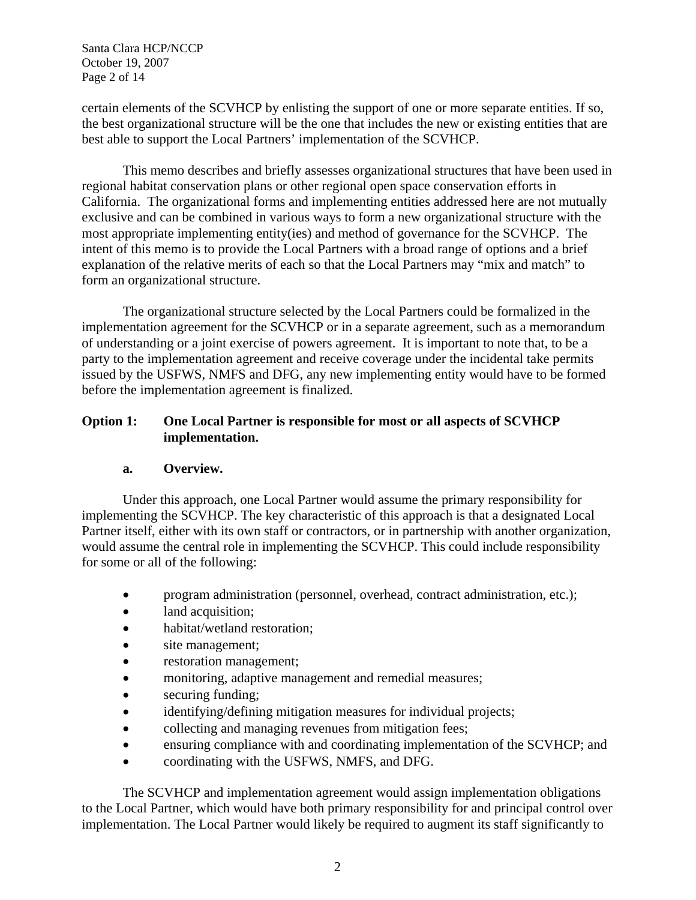certain elements of the SCVHCP by enlisting the support of one or more separate entities. If so, the best organizational structure will be the one that includes the new or existing entities that are best able to support the Local Partners' implementation of the SCVHCP.

This memo describes and briefly assesses organizational structures that have been used in regional habitat conservation plans or other regional open space conservation efforts in California. The organizational forms and implementing entities addressed here are not mutually exclusive and can be combined in various ways to form a new organizational structure with the most appropriate implementing entity(ies) and method of governance for the SCVHCP. The intent of this memo is to provide the Local Partners with a broad range of options and a brief explanation of the relative merits of each so that the Local Partners may "mix and match" to form an organizational structure.

The organizational structure selected by the Local Partners could be formalized in the implementation agreement for the SCVHCP or in a separate agreement, such as a memorandum of understanding or a joint exercise of powers agreement. It is important to note that, to be a party to the implementation agreement and receive coverage under the incidental take permits issued by the USFWS, NMFS and DFG, any new implementing entity would have to be formed before the implementation agreement is finalized.

## Option 1: One Local Partner is responsible for most or all aspects of SCVHCP implementation.

### a. Overview.

Under this approach, one Local Partner would assume the primary responsibility for implementing the SCVHCP. The key characteristic of this approach is that a designated Local Partner itself, either with its own staff or contractors, or in partnership with another organization, would assume the central role in implementing the SCVHCP. This could include responsibility for some or all of the following:

- program administration (personnel, overhead, contract administration, etc.);
- land acquisition;
- habitat/wetland restoration;
- site management;
- restoration management;
- monitoring, adaptive management and remedial measures;
- securing funding;
- identifying/defining mitigation measures for individual projects;
- collecting and managing revenues from mitigation fees;
- ensuring compliance with and coordinating implementation of the SCVHCP; and
- coordinating with the USFWS, NMFS, and DFG.

The SCVHCP and implementation agreement would assign implementation obligations to the Local Partner, which would have both primary responsibility for and principal control over implementation. The Local Partner would likely be required to augment its staff significantly to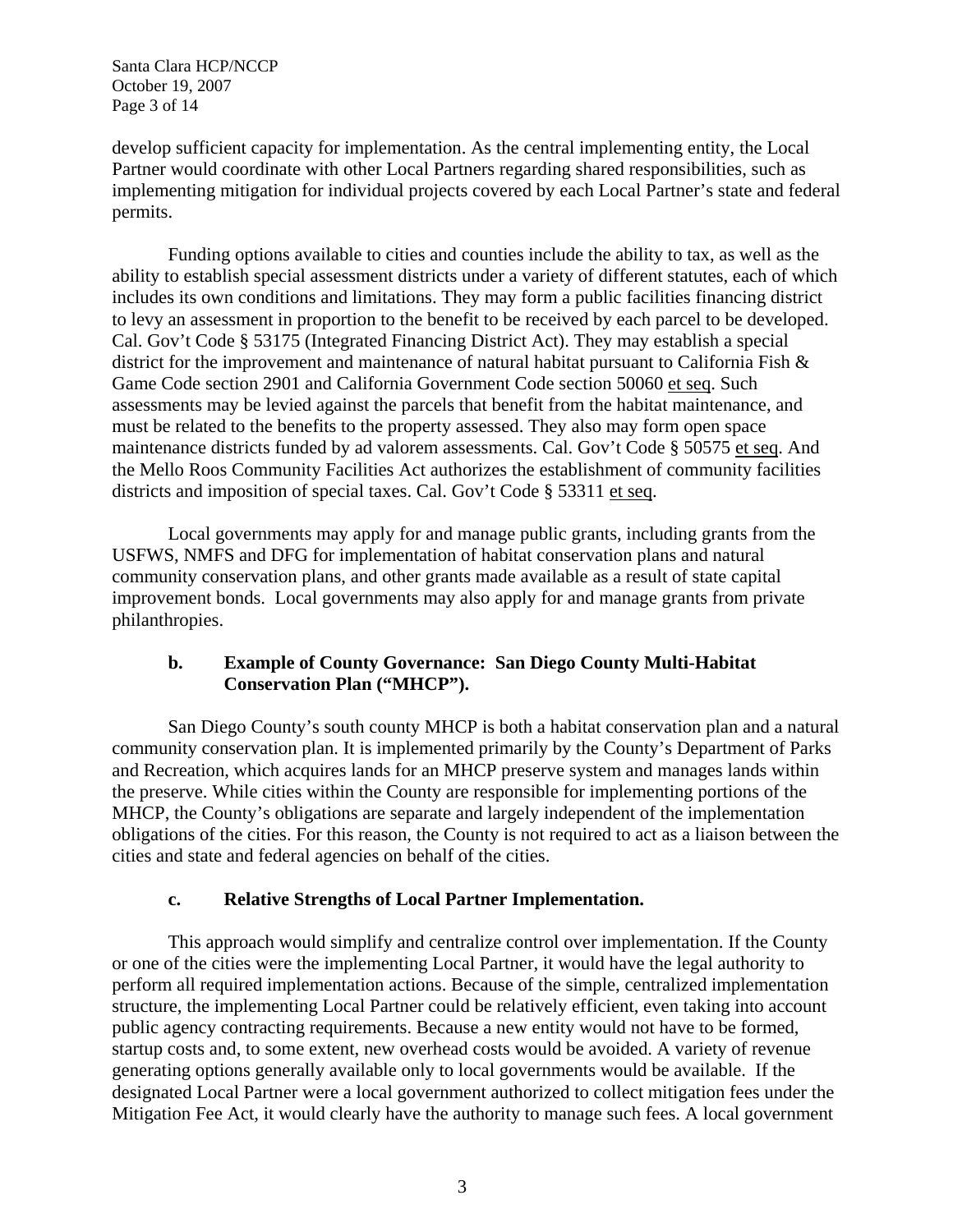develop sufficient capacity for implementation. As the central implementing entity, the Local Partner would coordinate with other Local Partners regarding shared responsibilities, such as implementing mitigation for individual projects covered by each Local Partner's state and federal permits.

Funding options available to cities and counties include the ability to tax, as well as the ability to establish special assessment districts under a variety of different statutes, each of which includes its own conditions and limitations. They may form a public facilities financing district to levy an assessment in proportion to the benefit to be received by each parcel to be developed. Cal. Gov't Code § 53175 (Integrated Financing District Act). They may establish a special district for the improvement and maintenance of natural habitat pursuant to California Fish & Game Code section 2901 and California Government Code section 50060 et seq. Such assessments may be levied against the parcels that benefit from the habitat maintenance, and must be related to the benefits to the property assessed. They also may form open space maintenance districts funded by ad valorem assessments. Cal. Gov't Code § 50575 et seq. And the Mello Roos Community Facilities Act authorizes the establishment of community facilities districts and imposition of special taxes. Cal. Gov't Code § 53311 et seq.

Local governments may apply for and manage public grants, including grants from the USFWS, NMFS and DFG for implementation of habitat conservation plans and natural community conservation plans, and other grants made available as a result of state capital improvement bonds. Local governments may also apply for and manage grants from private philanthropies.

### b. Example of County Governance: San Diego County Multi-Habitat Conservation Plan ("MHCP").

San Diego County's south county MHCP is both a habitat conservation plan and a natural community conservation plan. It is implemented primarily by the County's Department of Parks and Recreation, which acquires lands for an MHCP preserve system and manages lands within the preserve. While cities within the County are responsible for implementing portions of the MHCP, the County's obligations are separate and largely independent of the implementation obligations of the cities. For this reason, the County is not required to act as a liaison between the cities and state and federal agencies on behalf of the cities.

### c. Relative Strengths of Local Partner Implementation.

This approach would simplify and centralize control over implementation. If the County or one of the cities were the implementing Local Partner, it would have the legal authority to perform all required implementation actions. Because of the simple, centralized implementation structure, the implementing Local Partner could be relatively efficient, even taking into account public agency contracting requirements. Because a new entity would not have to be formed, startup costs and, to some extent, new overhead costs would be avoided. A variety of revenue generating options generally available only to local governments would be available. If the designated Local Partner were a local government authorized to collect mitigation fees under the Mitigation Fee Act, it would clearly have the authority to manage such fees. A local government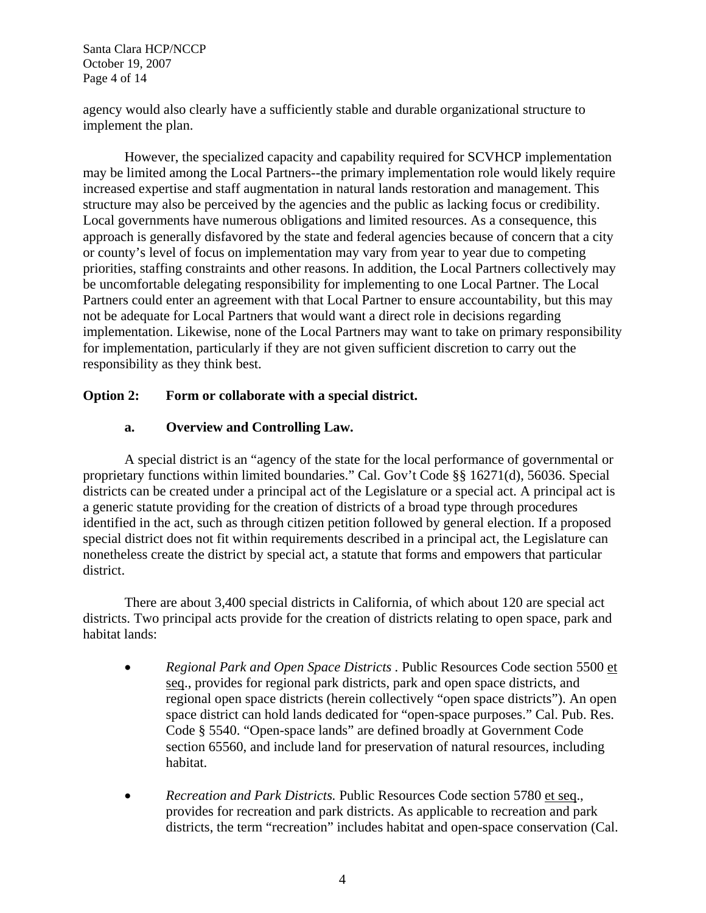agency would also clearly have a sufficiently stable and durable organizational structure to implement the plan.

However, the specialized capacity and capability required for SCVHCP implementation may be limited among the Local Partners--the primary implementation role would likely require increased expertise and staff augmentation in natural lands restoration and management. This structure may also be perceived by the agencies and the public as lacking focus or credibility. Local governments have numerous obligations and limited resources. As a consequence, this approach is generally disfavored by the state and federal agencies because of concern that a city or county's level of focus on implementation may vary from year to year due to competing priorities, staffing constraints and other reasons. In addition, the Local Partners collectively may be uncomfortable delegating responsibility for implementing to one Local Partner. The Local Partners could enter an agreement with that Local Partner to ensure accountability, but this may not be adequate for Local Partners that would want a direct role in decisions regarding implementation. Likewise, none of the Local Partners may want to take on primary responsibility for implementation, particularly if they are not given sufficient discretion to carry out the responsibility as they think best.

**Option 2: Form or collaborate with a special district.**

**a. Overview and Controlling Law.**

A special district is an "agency of the state for the local performance of governmental or proprietary functions within limited boundaries." Cal. Gov't Code §§ 16271(d), 56036. Special districts can be created under a principal act of the Legislature or a special act. A principal act is a generic statute providing for the creation of districts of a broad type through procedures identified in the act, such as through citizen petition followed by general election. If a proposed special district does not fit within requirements described in a principal act, the Legislature can nonetheless create the district by special act, a statute that forms and empowers that particular district.

There are about 3,400 special districts in California, of which about 120 are special act districts. Two principal acts provide for the creation of districts relating to open space, park and habitat lands:

- *Regional Park and Open Space Districts* . Public Resources Code section 5500 et seq., provides for regional park districts, park and open space districts, and regional open space districts (herein collectively "open space districts"). An open space district can hold lands dedicated for "open-space purposes." Cal. Pub. Res. Code § 5540. "Open-space lands" are defined broadly at Government Code section 65560, and include land for preservation of natural resources, including habitat.

- *Recreation and Park Districts.* Public Resources Code section 5780 et seq., provides for recreation and park districts. As applicable to recreation and park districts, the term "recreation" includes habitat and open-space conservation (Cal.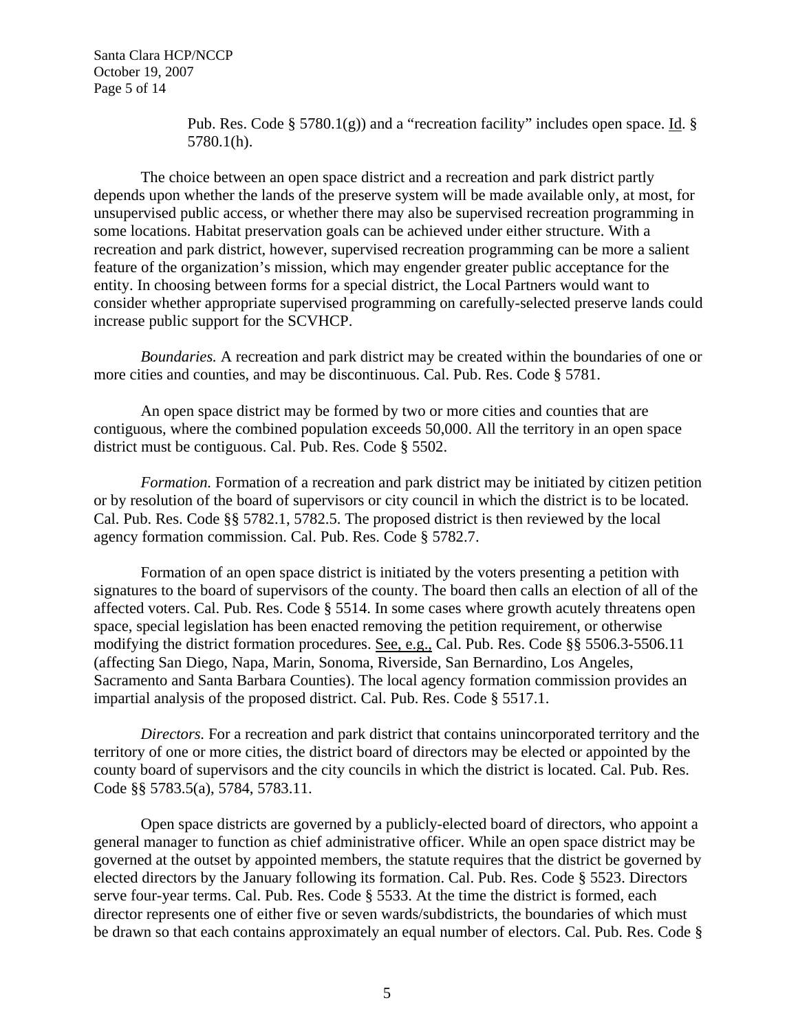Pub. Res. Code § 5780.1(g)) and a "recreation facility" includes open space. Id. § 5780.1(h).

The choice between an open space district and a recreation and park district partly depends upon whether the lands of the preserve system will be made available only, at most, for unsupervised public access, or whether there may also be supervised recreation programming in some locations. Habitat preservation goals can be achieved under either structure. With a recreation and park district, however, supervised recreation programming can be more a salient feature of the organization's mission, which may engender greater public acceptance for the entity. In choosing between forms for a special district, the Local Partners would want to consider whether appropriate supervised programming on carefully-selected preserve lands could increase public support for the SCVHCP.

*Boundaries.* A recreation and park district may be created within the boundaries of one or more cities and counties, and may be discontinuous. Cal. Pub. Res. Code § 5781.

An open space district may be formed by two or more cities and counties that are contiguous, where the combined population exceeds 50,000. All the territory in an open space district must be contiguous. Cal. Pub. Res. Code § 5502.

*Formation.* Formation of a recreation and park district may be initiated by citizen petition or by resolution of the board of supervisors or city council in which the district is to be located. Cal. Pub. Res. Code §§ 5782.1, 5782.5. The proposed district is then reviewed by the local agency formation commission. Cal. Pub. Res. Code § 5782.7.

Formation of an open space district is initiated by the voters presenting a petition with signatures to the board of supervisors of the county. The board then calls an election of all of the affected voters. Cal. Pub. Res. Code § 5514. In some cases where growth acutely threatens open space, special legislation has been enacted removing the petition requirement, or otherwise modifying the district formation procedures. See, e.g., Cal. Pub. Res. Code §§ 5506.3-5506.11 (affecting San Diego, Napa, Marin, Sonoma, Riverside, San Bernardino, Los Angeles, Sacramento and Santa Barbara Counties). The local agency formation commission provides an impartial analysis of the proposed district. Cal. Pub. Res. Code § 5517.1.

*Directors.* For a recreation and park district that contains unincorporated territory and the territory of one or more cities, the district board of directors may be elected or appointed by the county board of supervisors and the city councils in which the district is located. Cal. Pub. Res. Code §§ 5783.5(a), 5784, 5783.11.

Open space districts are governed by a publicly-elected board of directors, who appoint a general manager to function as chief administrative officer. While an open space district may be governed at the outset by appointed members, the statute requires that the district be governed by elected directors by the January following its formation. Cal. Pub. Res. Code § 5523. Directors serve four-year terms. Cal. Pub. Res. Code § 5533. At the time the district is formed, each director represents one of either five or seven wards/subdistricts, the boundaries of which must be drawn so that each contains approximately an equal number of electors. Cal. Pub. Res. Code §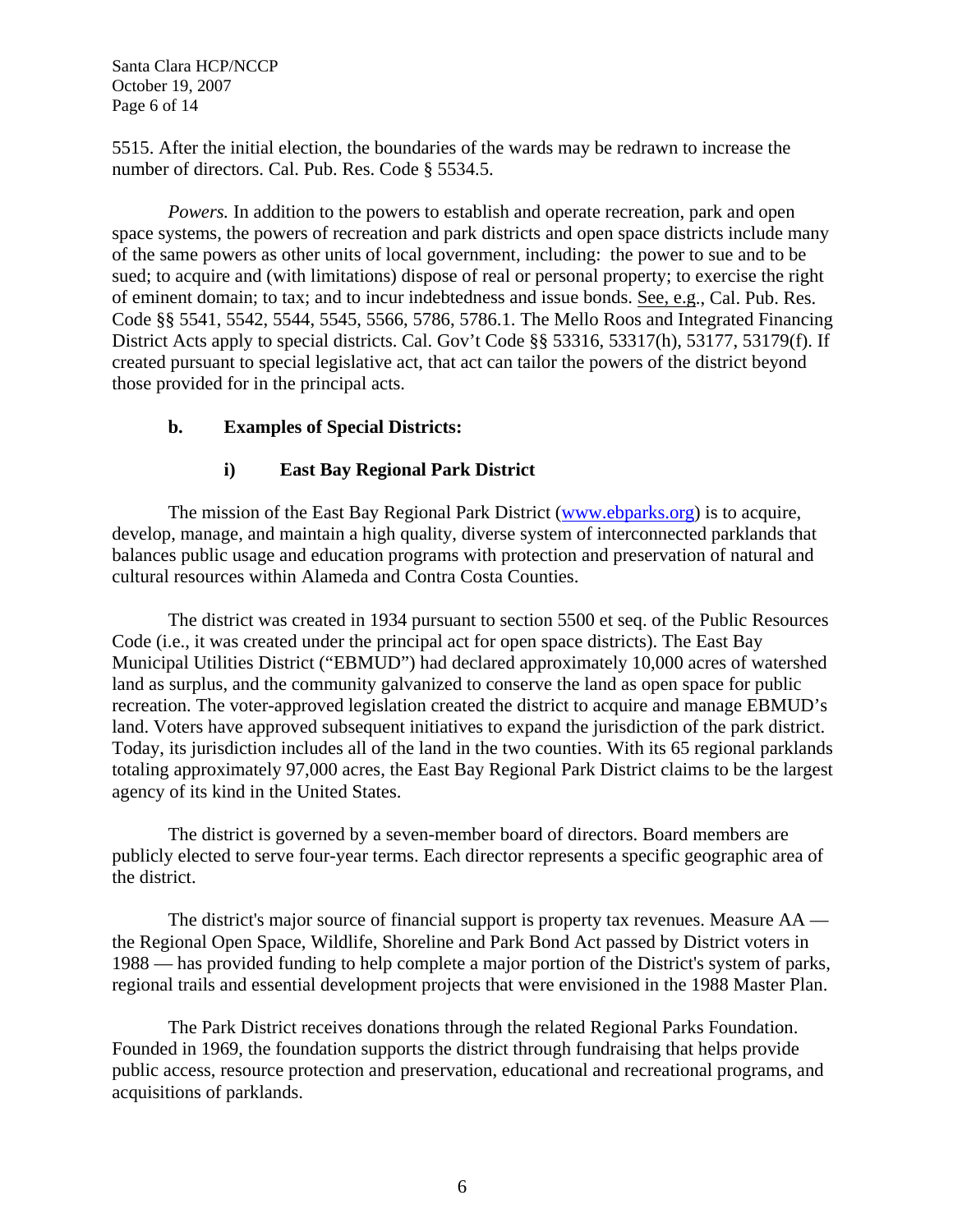5515. After the initial election, the boundaries of the wards may be redrawn to increase the number of directors. Cal. Pub. Res. Code § 5534.5.

*Powers.* In addition to the powers to establish and operate recreation, park and open space systems, the powers of recreation and park districts and open space districts include many of the same powers as other units of local government, including: the power to sue and to be sued; to acquire and (with limitations) dispose of real or personal property; to exercise the right of eminent domain; to tax; and to incur indebtedness and issue bonds. See, e.g., Cal. Pub. Res. Code §§ 5541, 5542, 5544, 5545, 5566, 5786, 5786.1. The Mello Roos and Integrated Financing District Acts apply to special districts. Cal. Gov't Code §§ 53316, 53317(h), 53177, 53179(f). If created pursuant to special legislative act, that act can tailor the powers of the district beyond those provided for in the principal acts.

### b. Examples of Special Districts:

#### i) East Bay Regional Park District

The mission of the East Bay Regional Park District (www.ebparks.org) is to acquire, develop, manage, and maintain a high quality, diverse system of interconnected parklands that balances public usage and education programs with protection and preservation of natural and cultural resources within Alameda and Contra Costa Counties.

The district was created in 1934 pursuant to section 5500 et seq. of the Public Resources Code (i.e., it was created under the principal act for open space districts). The East Bay Municipal Utilities District ("EBMUD") had declared approximately 10,000 acres of watershed land as surplus, and the community galvanized to conserve the land as open space for public recreation. The voter-approved legislation created the district to acquire and manage EBMUD's land. Voters have approved subsequent initiatives to expand the jurisdiction of the park district. Today, its jurisdiction includes all of the land in the two counties. With its 65 regional parklands totaling approximately 97,000 acres, the East Bay Regional Park District claims to be the largest agency of its kind in the United States.

The district is governed by a seven-member board of directors. Board members are publicly elected to serve four-year terms. Each director represents a specific geographic area of the district.

The district's major source of financial support is property tax revenues. Measure AA — the Regional Open Space, Wildlife, Shoreline and Park Bond Act passed by District voters in 1988 — has provided funding to help complete a major portion of the District's system of parks, regional trails and essential development projects that were envisioned in the 1988 Master Plan.

The Park District receives donations through the related Regional Parks Foundation. Founded in 1969, the foundation supports the district through fundraising that helps provide public access, resource protection and preservation, educational and recreational programs, and acquisitions of parklands.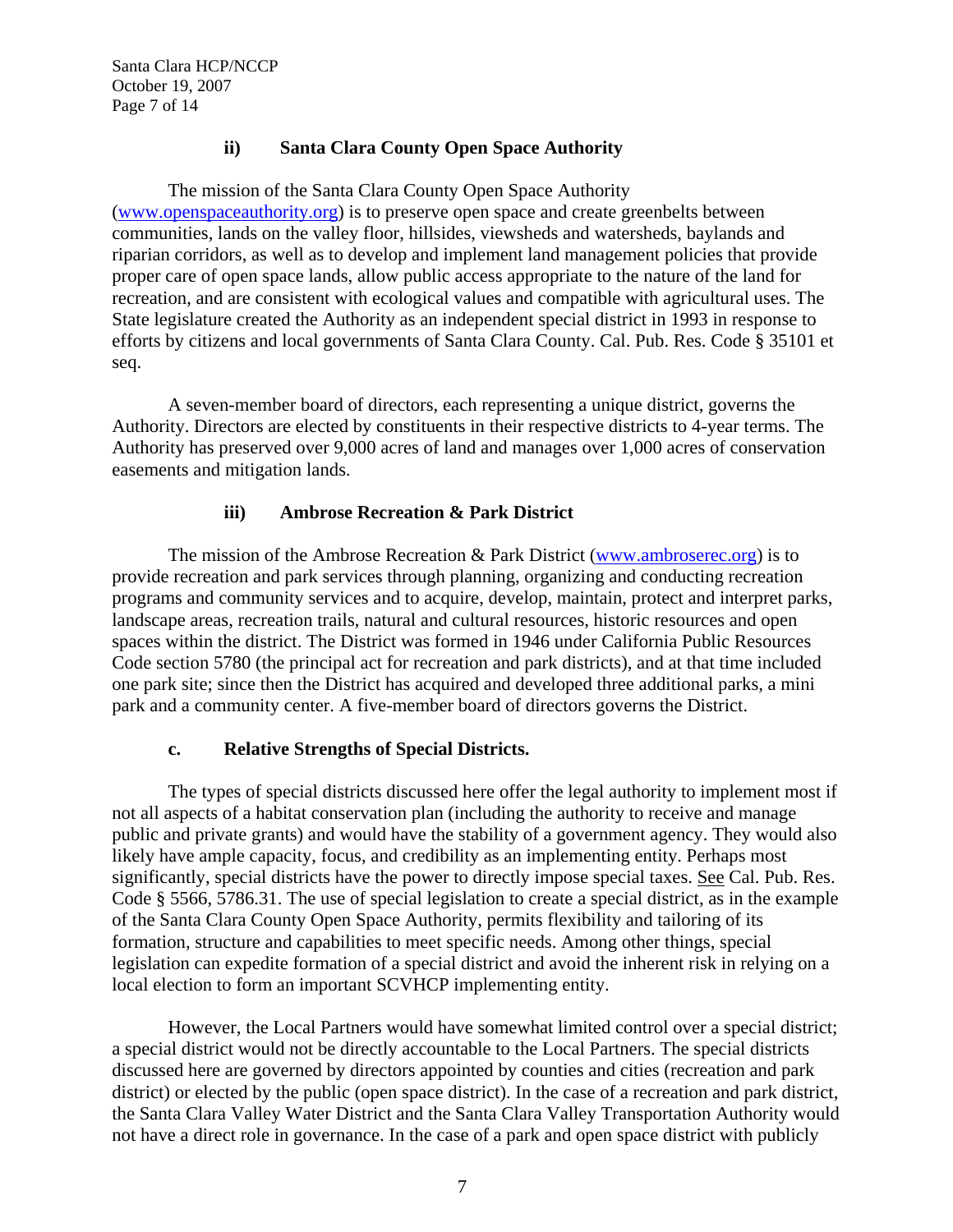#### ii) Santa Clara County Open Space Authority

The mission of the Santa Clara County Open Space Authority (www.openspaceauthority.org) is to preserve open space and create greenbelts between communities, lands on the valley floor, hillsides, viewsheds and watersheds, baylands and riparian corridors, as well as to develop and implement land management policies that provide proper care of open space lands, allow public access appropriate to the nature of the land for recreation, and are consistent with ecological values and compatible with agricultural uses. The State legislature created the Authority as an independent special district in 1993 in response to efforts by citizens and local governments of Santa Clara County. Cal. Pub. Res. Code § 35101 et seq.

A seven-member board of directors, each representing a unique district, governs the Authority. Directors are elected by constituents in their respective districts to 4-year terms. The Authority has preserved over 9,000 acres of land and manages over 1,000 acres of conservation easements and mitigation lands.

#### iii) Ambrose Recreation & Park District

The mission of the Ambrose Recreation & Park District (www.ambroserec.org) is to provide recreation and park services through planning, organizing and conducting recreation programs and community services and to acquire, develop, maintain, protect and interpret parks, landscape areas, recreation trails, natural and cultural resources, historic resources and open spaces within the district. The District was formed in 1946 under California Public Resources Code section 5780 (the principal act for recreation and park districts), and at that time included one park site; since then the District has acquired and developed three additional parks, a mini park and a community center. A five-member board of directors governs the District.

### c. Relative Strengths of Special Districts.

The types of special districts discussed here offer the legal authority to implement most if not all aspects of a habitat conservation plan (including the authority to receive and manage public and private grants) and would have the stability of a government agency. They would also likely have ample capacity, focus, and credibility as an implementing entity. Perhaps most significantly, special districts have the power to directly impose special taxes. See Cal. Pub. Res. Code § 5566, 5786.31. The use of special legislation to create a special district, as in the example of the Santa Clara County Open Space Authority, permits flexibility and tailoring of its formation, structure and capabilities to meet specific needs. Among other things, special legislation can expedite formation of a special district and avoid the inherent risk in relying on a local election to form an important SCVHCP implementing entity.

However, the Local Partners would have somewhat limited control over a special district; a special district would not be directly accountable to the Local Partners. The special districts discussed here are governed by directors appointed by counties and cities (recreation and park district) or elected by the public (open space district). In the case of a recreation and park district, the Santa Clara Valley Water District and the Santa Clara Valley Transportation Authority would not have a direct role in governance. In the case of a park and open space district with publicly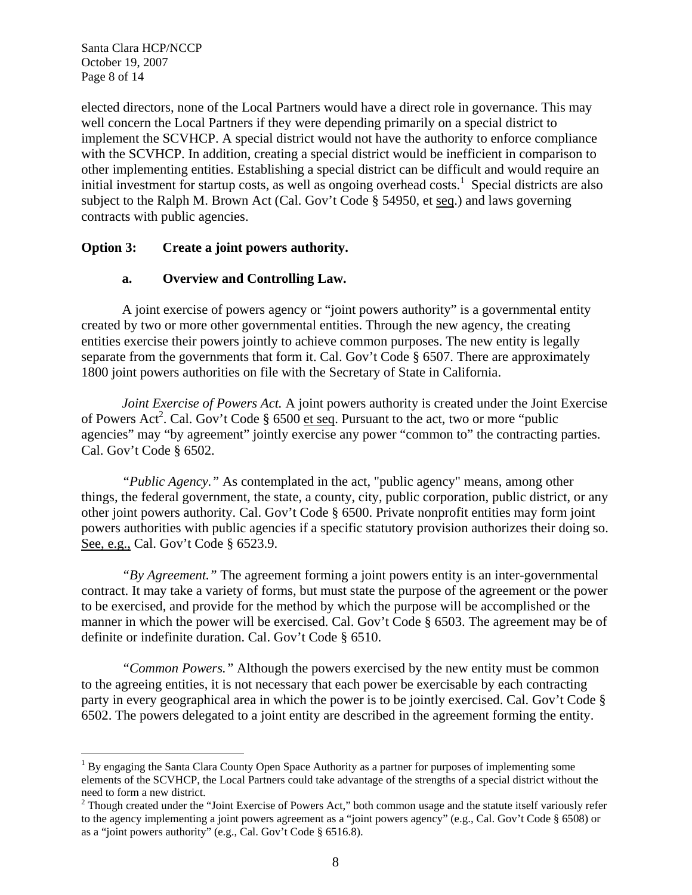elected directors, none of the Local Partners would have a direct role in governance. This may well concern the Local Partners if they were depending primarily on a special district to implement the SCVHCP. A special district would not have the authority to enforce compliance with the SCVHCP. In addition, creating a special district would be inefficient in comparison to other implementing entities. Establishing a special district can be difficult and would require an initial investment for startup costs, as well as ongoing overhead costs.[1] Special districts are also subject to the Ralph M. Brown Act (Cal. Gov't Code § 54950, et seq.) and laws governing contracts with public agencies.

## Option 3: Create a joint powers authority.

### a. Overview and Controlling Law.

A joint exercise of powers agency or "joint powers authority" is a governmental entity created by two or more other governmental entities. Through the new agency, the creating entities exercise their powers jointly to achieve common purposes. The new entity is legally separate from the governments that form it. Cal. Gov't Code § 6507. There are approximately 1800 joint powers authorities on file with the Secretary of State in California.

*Joint Exercise of Powers Act.* A joint powers authority is created under the Joint Exercise of Powers Act[2]. Cal. Gov't Code § 6500 et seq. Pursuant to the act, two or more "public agencies" may "by agreement" jointly exercise any power "common to" the contracting parties. Cal. Gov't Code § 6502.

*"Public Agency."* As contemplated in the act, "public agency" means, among other things, the federal government, the state, a county, city, public corporation, public district, or any other joint powers authority. Cal. Gov't Code § 6500. Private nonprofit entities may form joint powers authorities with public agencies if a specific statutory provision authorizes their doing so. See, e.g., Cal. Gov't Code § 6523.9.

*"By Agreement."* The agreement forming a joint powers entity is an inter-governmental contract. It may take a variety of forms, but must state the purpose of the agreement or the power to be exercised, and provide for the method by which the purpose will be accomplished or the manner in which the power will be exercised. Cal. Gov't Code § 6503. The agreement may be of definite or indefinite duration. Cal. Gov't Code § 6510.

*"Common Powers."* Although the powers exercised by the new entity must be common to the agreeing entities, it is not necessary that each power be exercisable by each contracting party in every geographical area in which the power is to be jointly exercised. Cal. Gov't Code § 6502. The powers delegated to a joint entity are described in the agreement forming the entity.

---

[1] By engaging the Santa Clara County Open Space Authority as a partner for purposes of implementing some elements of the SCVHCP, the Local Partners could take advantage of the strengths of a special district without the need to form a new district.

[2] Though created under the "Joint Exercise of Powers Act," both common usage and the statute itself variously refer to the agency implementing a joint powers agreement as a "joint powers agency" (e.g., Cal. Gov't Code § 6508) or as a "joint powers authority" (e.g., Cal. Gov't Code § 6516.8).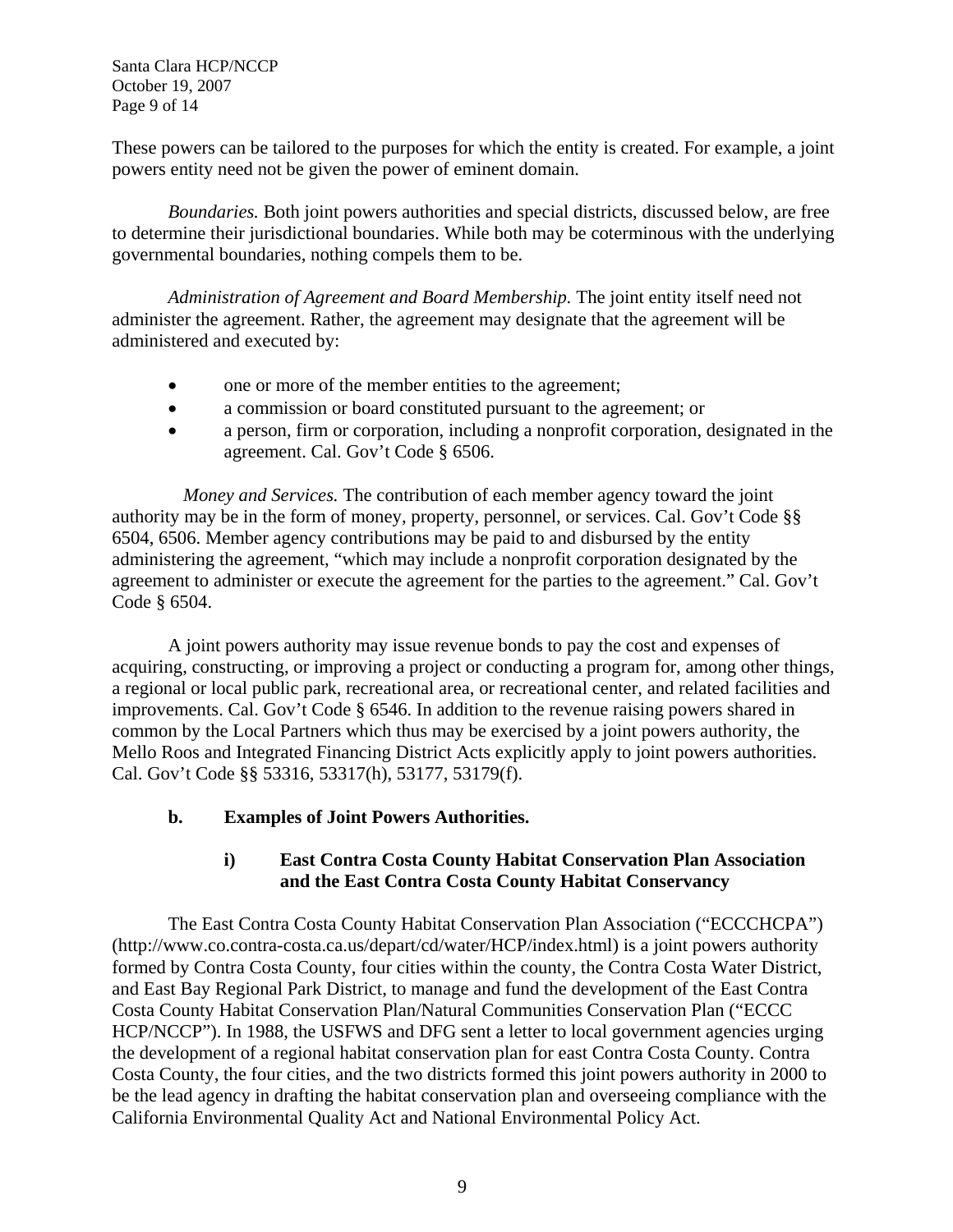These powers can be tailored to the purposes for which the entity is created. For example, a joint powers entity need not be given the power of eminent domain.

*Boundaries.* Both joint powers authorities and special districts, discussed below, are free to determine their jurisdictional boundaries. While both may be coterminous with the underlying governmental boundaries, nothing compels them to be.

*Administration of Agreement and Board Membership.* The joint entity itself need not administer the agreement. Rather, the agreement may designate that the agreement will be administered and executed by:

- one or more of the member entities to the agreement;
- a commission or board constituted pursuant to the agreement; or
- a person, firm or corporation, including a nonprofit corporation, designated in the agreement. Cal. Gov't Code § 6506.

*Money and Services.* The contribution of each member agency toward the joint authority may be in the form of money, property, personnel, or services. Cal. Gov't Code §§ 6504, 6506. Member agency contributions may be paid to and disbursed by the entity administering the agreement, "which may include a nonprofit corporation designated by the agreement to administer or execute the agreement for the parties to the agreement." Cal. Gov't Code § 6504.

A joint powers authority may issue revenue bonds to pay the cost and expenses of acquiring, constructing, or improving a project or conducting a program for, among other things, a regional or local public park, recreational area, or recreational center, and related facilities and improvements. Cal. Gov't Code § 6546. In addition to the revenue raising powers shared in common by the Local Partners which thus may be exercised by a joint powers authority, the Mello Roos and Integrated Financing District Acts explicitly apply to joint powers authorities. Cal. Gov't Code §§ 53316, 53317(h), 53177, 53179(f).

### b. Examples of Joint Powers Authorities.

#### i) East Contra Costa County Habitat Conservation Plan Association and the East Contra Costa County Habitat Conservancy

The East Contra Costa County Habitat Conservation Plan Association ("ECCCHCPA") (http://www.co.contra-costa.ca.us/depart/cd/water/HCP/index.html) is a joint powers authority formed by Contra Costa County, four cities within the county, the Contra Costa Water District, and East Bay Regional Park District, to manage and fund the development of the East Contra Costa County Habitat Conservation Plan/Natural Communities Conservation Plan ("ECCC HCP/NCCP"). In 1988, the USFWS and DFG sent a letter to local government agencies urging the development of a regional habitat conservation plan for east Contra Costa County. Contra Costa County, the four cities, and the two districts formed this joint powers authority in 2000 to be the lead agency in drafting the habitat conservation plan and overseeing compliance with the California Environmental Quality Act and National Environmental Policy Act.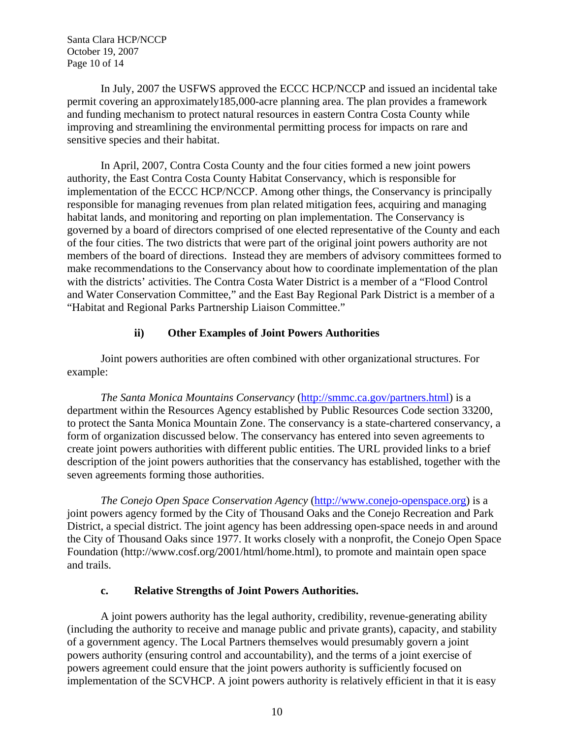In July, 2007 the USFWS approved the ECCC HCP/NCCP and issued an incidental take permit covering an approximately185,000-acre planning area. The plan provides a framework and funding mechanism to protect natural resources in eastern Contra Costa County while improving and streamlining the environmental permitting process for impacts on rare and sensitive species and their habitat.

In April, 2007, Contra Costa County and the four cities formed a new joint powers authority, the East Contra Costa County Habitat Conservancy, which is responsible for implementation of the ECCC HCP/NCCP. Among other things, the Conservancy is principally responsible for managing revenues from plan related mitigation fees, acquiring and managing habitat lands, and monitoring and reporting on plan implementation. The Conservancy is governed by a board of directors comprised of one elected representative of the County and each of the four cities. The two districts that were part of the original joint powers authority are not members of the board of directions. Instead they are members of advisory committees formed to make recommendations to the Conservancy about how to coordinate implementation of the plan with the districts' activities. The Contra Costa Water District is a member of a "Flood Control and Water Conservation Committee," and the East Bay Regional Park District is a member of a "Habitat and Regional Parks Partnership Liaison Committee."

#### ii) Other Examples of Joint Powers Authorities

Joint powers authorities are often combined with other organizational structures. For example:

*The Santa Monica Mountains Conservancy* (http://smmc.ca.gov/partners.html) is a department within the Resources Agency established by Public Resources Code section 33200, to protect the Santa Monica Mountain Zone. The conservancy is a state-chartered conservancy, a form of organization discussed below. The conservancy has entered into seven agreements to create joint powers authorities with different public entities. The URL provided links to a brief description of the joint powers authorities that the conservancy has established, together with the seven agreements forming those authorities.

*The Conejo Open Space Conservation Agency* (http://www.conejo-openspace.org) is a joint powers agency formed by the City of Thousand Oaks and the Conejo Recreation and Park District, a special district. The joint agency has been addressing open-space needs in and around the City of Thousand Oaks since 1977. It works closely with a nonprofit, the Conejo Open Space Foundation (http://www.cosf.org/2001/html/home.html), to promote and maintain open space and trails.

### c. Relative Strengths of Joint Powers Authorities.

A joint powers authority has the legal authority, credibility, revenue-generating ability (including the authority to receive and manage public and private grants), capacity, and stability of a government agency. The Local Partners themselves would presumably govern a joint powers authority (ensuring control and accountability), and the terms of a joint exercise of powers agreement could ensure that the joint powers authority is sufficiently focused on implementation of the SCVHCP. A joint powers authority is relatively efficient in that it is easy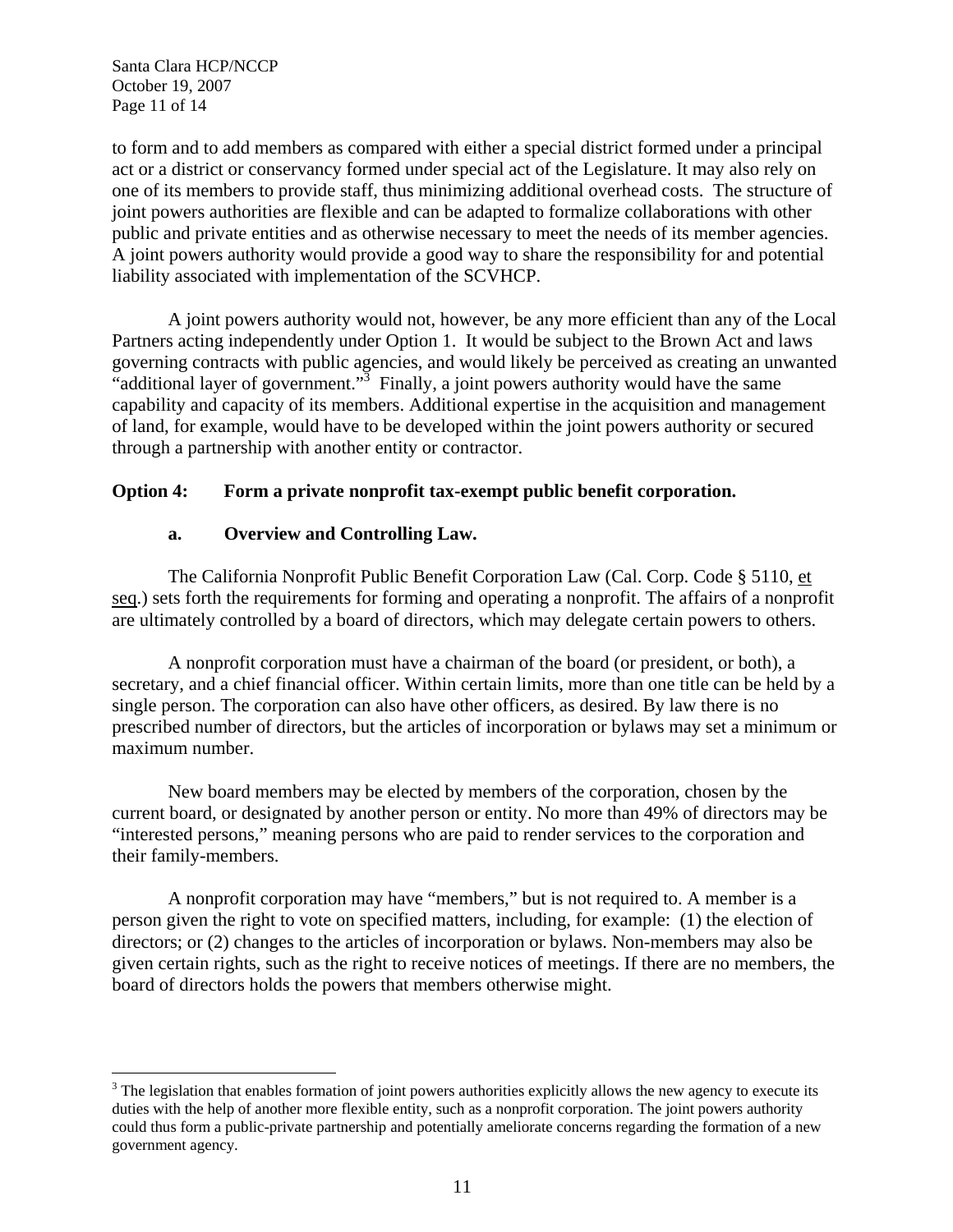to form and to add members as compared with either a special district formed under a principal act or a district or conservancy formed under special act of the Legislature. It may also rely on one of its members to provide staff, thus minimizing additional overhead costs. The structure of joint powers authorities are flexible and can be adapted to formalize collaborations with other public and private entities and as otherwise necessary to meet the needs of its member agencies. A joint powers authority would provide a good way to share the responsibility for and potential liability associated with implementation of the SCVHCP.

A joint powers authority would not, however, be any more efficient than any of the Local Partners acting independently under Option 1. It would be subject to the Brown Act and laws governing contracts with public agencies, and would likely be perceived as creating an unwanted "additional layer of government."[3] Finally, a joint powers authority would have the same capability and capacity of its members. Additional expertise in the acquisition and management of land, for example, would have to be developed within the joint powers authority or secured through a partnership with another entity or contractor.

**Option 4: Form a private nonprofit tax-exempt public benefit corporation.**

**a. Overview and Controlling Law.**

The California Nonprofit Public Benefit Corporation Law (Cal. Corp. Code § 5110, et seq.) sets forth the requirements for forming and operating a nonprofit. The affairs of a nonprofit are ultimately controlled by a board of directors, which may delegate certain powers to others.

A nonprofit corporation must have a chairman of the board (or president, or both), a secretary, and a chief financial officer. Within certain limits, more than one title can be held by a single person. The corporation can also have other officers, as desired. By law there is no prescribed number of directors, but the articles of incorporation or bylaws may set a minimum or maximum number.

New board members may be elected by members of the corporation, chosen by the current board, or designated by another person or entity. No more than 49% of directors may be "interested persons," meaning persons who are paid to render services to the corporation and their family-members.

A nonprofit corporation may have "members," but is not required to. A member is a person given the right to vote on specified matters, including, for example: (1) the election of directors; or (2) changes to the articles of incorporation or bylaws. Non-members may also be given certain rights, such as the right to receive notices of meetings. If there are no members, the board of directors holds the powers that members otherwise might.

---

[3] The legislation that enables formation of joint powers authorities explicitly allows the new agency to execute its duties with the help of another more flexible entity, such as a nonprofit corporation. The joint powers authority could thus form a public-private partnership and potentially ameliorate concerns regarding the formation of a new government agency.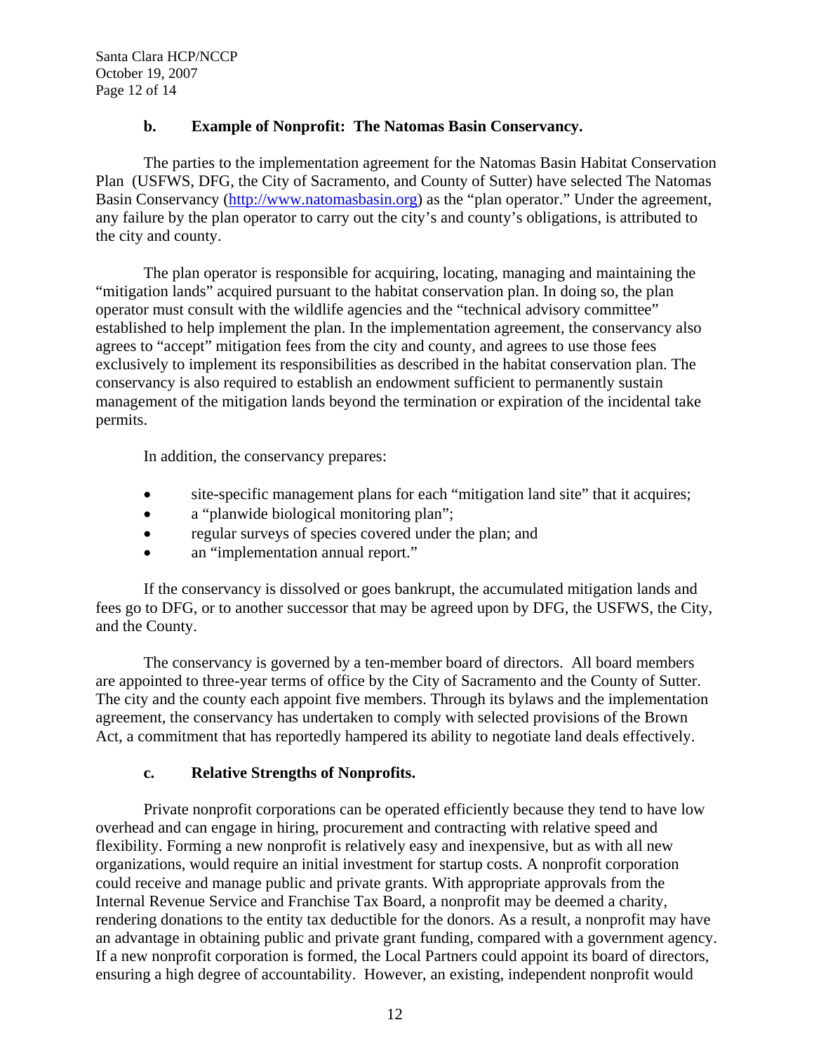### b. Example of Nonprofit: The Natomas Basin Conservancy.

The parties to the implementation agreement for the Natomas Basin Habitat Conservation Plan (USFWS, DFG, the City of Sacramento, and County of Sutter) have selected The Natomas Basin Conservancy (http://www.natomasbasin.org) as the "plan operator." Under the agreement, any failure by the plan operator to carry out the city's and county's obligations, is attributed to the city and county.

The plan operator is responsible for acquiring, locating, managing and maintaining the "mitigation lands" acquired pursuant to the habitat conservation plan. In doing so, the plan operator must consult with the wildlife agencies and the "technical advisory committee" established to help implement the plan. In the implementation agreement, the conservancy also agrees to "accept" mitigation fees from the city and county, and agrees to use those fees exclusively to implement its responsibilities as described in the habitat conservation plan. The conservancy is also required to establish an endowment sufficient to permanently sustain management of the mitigation lands beyond the termination or expiration of the incidental take permits.

In addition, the conservancy prepares:

- site-specific management plans for each "mitigation land site" that it acquires;
- a "planwide biological monitoring plan";
- regular surveys of species covered under the plan; and
- an "implementation annual report."

If the conservancy is dissolved or goes bankrupt, the accumulated mitigation lands and fees go to DFG, or to another successor that may be agreed upon by DFG, the USFWS, the City, and the County.

The conservancy is governed by a ten-member board of directors. All board members are appointed to three-year terms of office by the City of Sacramento and the County of Sutter. The city and the county each appoint five members. Through its bylaws and the implementation agreement, the conservancy has undertaken to comply with selected provisions of the Brown Act, a commitment that has reportedly hampered its ability to negotiate land deals effectively.

### c. Relative Strengths of Nonprofits.

Private nonprofit corporations can be operated efficiently because they tend to have low overhead and can engage in hiring, procurement and contracting with relative speed and flexibility. Forming a new nonprofit is relatively easy and inexpensive, but as with all new organizations, would require an initial investment for startup costs. A nonprofit corporation could receive and manage public and private grants. With appropriate approvals from the Internal Revenue Service and Franchise Tax Board, a nonprofit may be deemed a charity, rendering donations to the entity tax deductible for the donors. As a result, a nonprofit may have an advantage in obtaining public and private grant funding, compared with a government agency. If a new nonprofit corporation is formed, the Local Partners could appoint its board of directors, ensuring a high degree of accountability. However, an existing, independent nonprofit would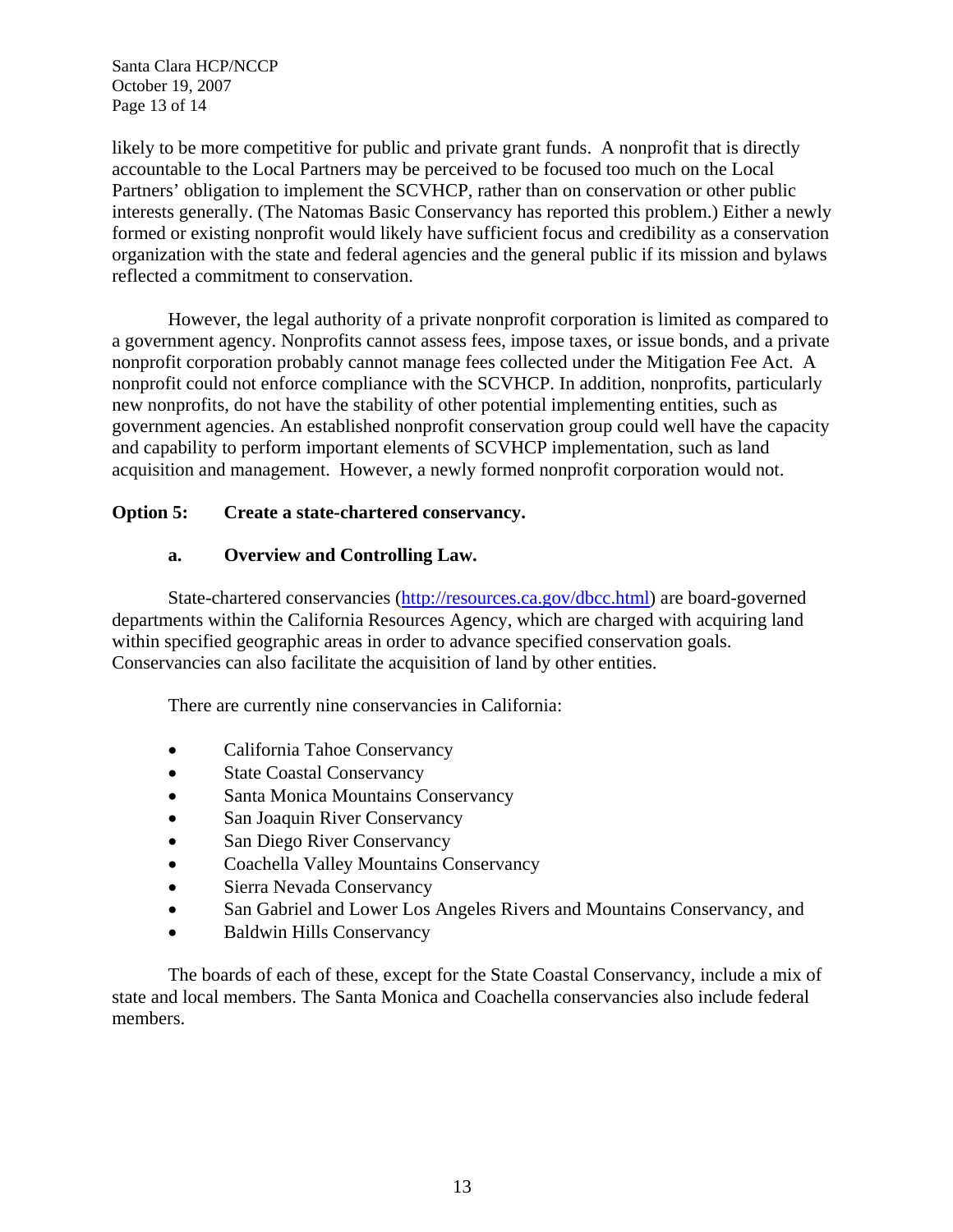likely to be more competitive for public and private grant funds. A nonprofit that is directly accountable to the Local Partners may be perceived to be focused too much on the Local Partners' obligation to implement the SCVHCP, rather than on conservation or other public interests generally. (The Natomas Basic Conservancy has reported this problem.) Either a newly formed or existing nonprofit would likely have sufficient focus and credibility as a conservation organization with the state and federal agencies and the general public if its mission and bylaws reflected a commitment to conservation.

However, the legal authority of a private nonprofit corporation is limited as compared to a government agency. Nonprofits cannot assess fees, impose taxes, or issue bonds, and a private nonprofit corporation probably cannot manage fees collected under the Mitigation Fee Act. A nonprofit could not enforce compliance with the SCVHCP. In addition, nonprofits, particularly new nonprofits, do not have the stability of other potential implementing entities, such as government agencies. An established nonprofit conservation group could well have the capacity and capability to perform important elements of SCVHCP implementation, such as land acquisition and management. However, a newly formed nonprofit corporation would not.

**Option 5: Create a state-chartered conservancy.**

**a. Overview and Controlling Law.**

State-chartered conservancies (http://resources.ca.gov/dbcc.html) are board-governed departments within the California Resources Agency, which are charged with acquiring land within specified geographic areas in order to advance specified conservation goals. Conservancies can also facilitate the acquisition of land by other entities.

There are currently nine conservancies in California:

- California Tahoe Conservancy
- State Coastal Conservancy
- Santa Monica Mountains Conservancy
- San Joaquin River Conservancy
- San Diego River Conservancy
- Coachella Valley Mountains Conservancy
- Sierra Nevada Conservancy
- San Gabriel and Lower Los Angeles Rivers and Mountains Conservancy, and
- Baldwin Hills Conservancy

The boards of each of these, except for the State Coastal Conservancy, include a mix of state and local members. The Santa Monica and Coachella conservancies also include federal members.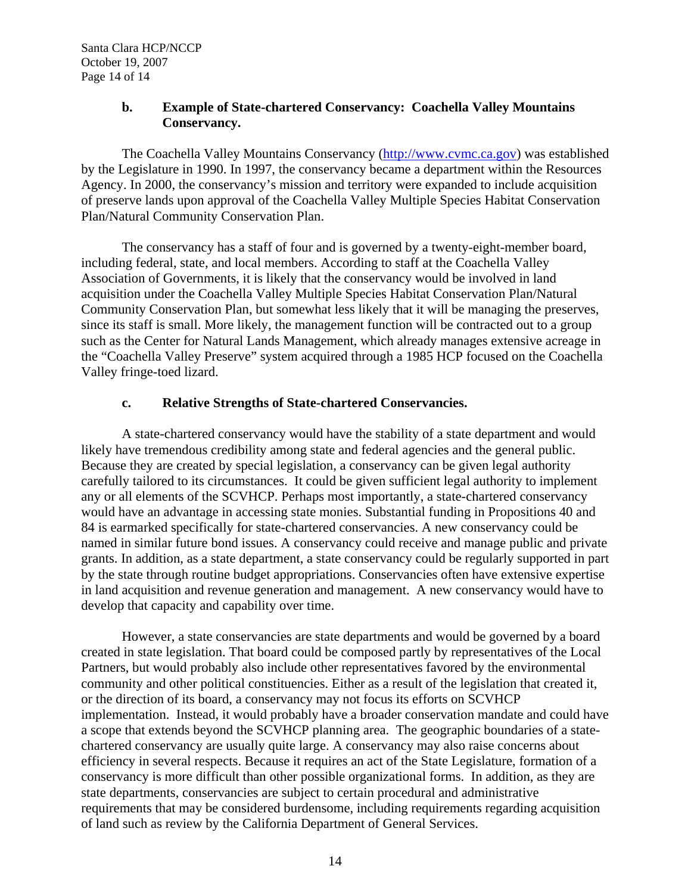### b. Example of State-chartered Conservancy: Coachella Valley Mountains Conservancy.

The Coachella Valley Mountains Conservancy (http://www.cvmc.ca.gov) was established by the Legislature in 1990. In 1997, the conservancy became a department within the Resources Agency. In 2000, the conservancy's mission and territory were expanded to include acquisition of preserve lands upon approval of the Coachella Valley Multiple Species Habitat Conservation Plan/Natural Community Conservation Plan.

The conservancy has a staff of four and is governed by a twenty-eight-member board, including federal, state, and local members. According to staff at the Coachella Valley Association of Governments, it is likely that the conservancy would be involved in land acquisition under the Coachella Valley Multiple Species Habitat Conservation Plan/Natural Community Conservation Plan, but somewhat less likely that it will be managing the preserves, since its staff is small. More likely, the management function will be contracted out to a group such as the Center for Natural Lands Management, which already manages extensive acreage in the "Coachella Valley Preserve" system acquired through a 1985 HCP focused on the Coachella Valley fringe-toed lizard.

### c. Relative Strengths of State-chartered Conservancies.

A state-chartered conservancy would have the stability of a state department and would likely have tremendous credibility among state and federal agencies and the general public. Because they are created by special legislation, a conservancy can be given legal authority carefully tailored to its circumstances. It could be given sufficient legal authority to implement any or all elements of the SCVHCP. Perhaps most importantly, a state-chartered conservancy would have an advantage in accessing state monies. Substantial funding in Propositions 40 and 84 is earmarked specifically for state-chartered conservancies. A new conservancy could be named in similar future bond issues. A conservancy could receive and manage public and private grants. In addition, as a state department, a state conservancy could be regularly supported in part by the state through routine budget appropriations. Conservancies often have extensive expertise in land acquisition and revenue generation and management. A new conservancy would have to develop that capacity and capability over time.

However, a state conservancies are state departments and would be governed by a board created in state legislation. That board could be composed partly by representatives of the Local Partners, but would probably also include other representatives favored by the environmental community and other political constituencies. Either as a result of the legislation that created it, or the direction of its board, a conservancy may not focus its efforts on SCVHCP implementation. Instead, it would probably have a broader conservation mandate and could have a scope that extends beyond the SCVHCP planning area. The geographic boundaries of a state-chartered conservancy are usually quite large. A conservancy may also raise concerns about efficiency in several respects. Because it requires an act of the State Legislature, formation of a conservancy is more difficult than other possible organizational forms. In addition, as they are state departments, conservancies are subject to certain procedural and administrative requirements that may be considered burdensome, including requirements regarding acquisition of land such as review by the California Department of General Services.